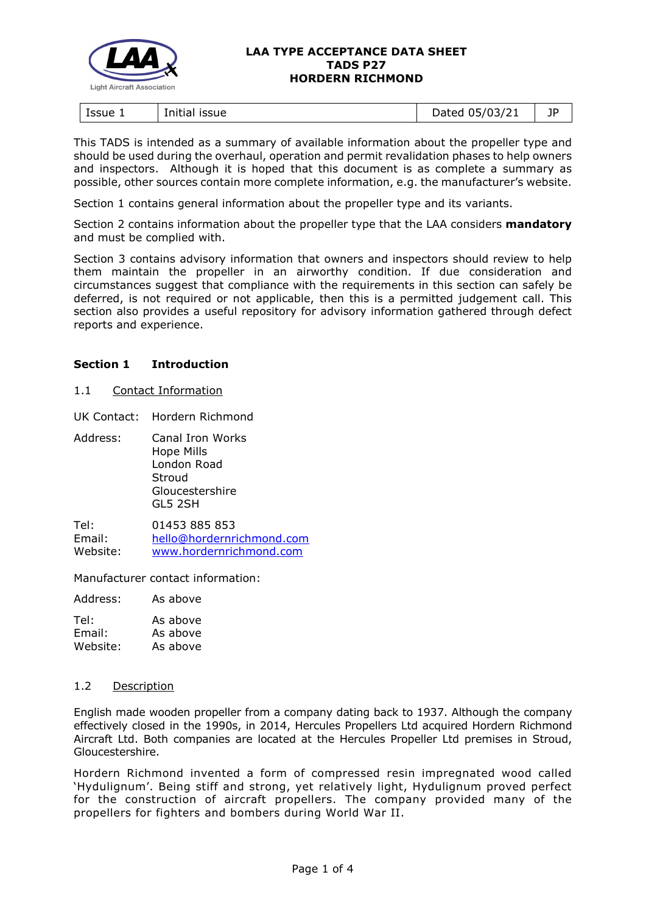# LAA TYPE ACCEPTANCE DATA SHEET
# TADS P27
# HORDERN RICHMOND

| Issue 1 | Initial issue | Dated 05/03/21 | JP |
|---|---|---|---|

This TADS is intended as a summary of available information about the propeller type and should be used during the overhaul, operation and permit revalidation phases to help owners and inspectors. Although it is hoped that this document is as complete a summary as possible, other sources contain more complete information, e.g. the manufacturer's website.

Section 1 contains general information about the propeller type and its variants.

Section 2 contains information about the propeller type that the LAA considers **mandatory** and must be complied with.

Section 3 contains advisory information that owners and inspectors should review to help them maintain the propeller in an airworthy condition. If due consideration and circumstances suggest that compliance with the requirements in this section can safely be deferred, is not required or not applicable, then this is a permitted judgement call. This section also provides a useful repository for advisory information gathered through defect reports and experience.

## Section 1 Introduction

### 1.1 Contact Information

UK Contact: Hordern Richmond

Address: Canal Iron Works
Hope Mills
London Road
Stroud
Gloucestershire
GL5 2SH

Tel: 01453 885 853
Email: hello@hordernrichmond.com
Website: www.hordernrichmond.com

Manufacturer contact information:

Address: As above

Tel: As above
Email: As above
Website: As above

### 1.2 Description

English made wooden propeller from a company dating back to 1937. Although the company effectively closed in the 1990s, in 2014, Hercules Propellers Ltd acquired Hordern Richmond Aircraft Ltd. Both companies are located at the Hercules Propeller Ltd premises in Stroud, Gloucestershire.

Hordern Richmond invented a form of compressed resin impregnated wood called 'Hydulignum'. Being stiff and strong, yet relatively light, Hydulignum proved perfect for the construction of aircraft propellers. The company provided many of the propellers for fighters and bombers during World War II.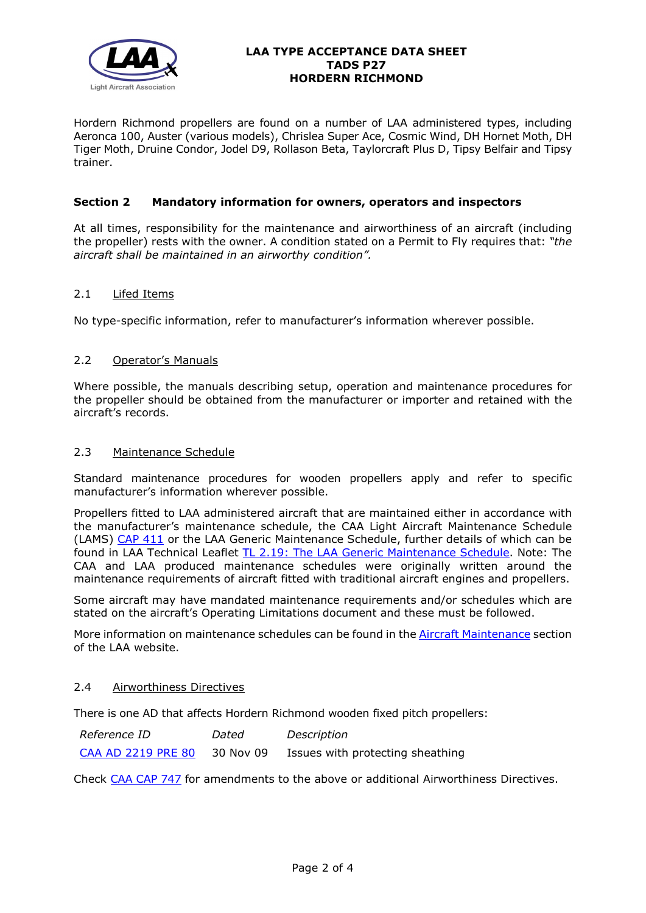**LAA TYPE ACCEPTANCE DATA SHEET**
**TADS P27**
**HORDERN RICHMOND**

Hordern Richmond propellers are found on a number of LAA administered types, including Aeronca 100, Auster (various models), Chrislea Super Ace, Cosmic Wind, DH Hornet Moth, DH Tiger Moth, Druine Condor, Jodel D9, Rollason Beta, Taylorcraft Plus D, Tipsy Belfair and Tipsy trainer.

## Section 2 Mandatory information for owners, operators and inspectors

At all times, responsibility for the maintenance and airworthiness of an aircraft (including the propeller) rests with the owner. A condition stated on a Permit to Fly requires that: *"the aircraft shall be maintained in an airworthy condition".*

### 2.1 Lifed Items

No type-specific information, refer to manufacturer's information wherever possible.

### 2.2 Operator's Manuals

Where possible, the manuals describing setup, operation and maintenance procedures for the propeller should be obtained from the manufacturer or importer and retained with the aircraft's records.

### 2.3 Maintenance Schedule

Standard maintenance procedures for wooden propellers apply and refer to specific manufacturer's information wherever possible.

Propellers fitted to LAA administered aircraft that are maintained either in accordance with the manufacturer's maintenance schedule, the CAA Light Aircraft Maintenance Schedule (LAMS) CAP 411 or the LAA Generic Maintenance Schedule, further details of which can be found in LAA Technical Leaflet TL 2.19: The LAA Generic Maintenance Schedule. Note: The CAA and LAA produced maintenance schedules were originally written around the maintenance requirements of aircraft fitted with traditional aircraft engines and propellers.

Some aircraft may have mandated maintenance requirements and/or schedules which are stated on the aircraft's Operating Limitations document and these must be followed.

More information on maintenance schedules can be found in the Aircraft Maintenance section of the LAA website.

### 2.4 Airworthiness Directives

There is one AD that affects Hordern Richmond wooden fixed pitch propellers:

| *Reference ID* | *Dated* | *Description* |
|---|---|---|
| CAA AD 2219 PRE 80 | 30 Nov 09 | Issues with protecting sheathing |

Check CAA CAP 747 for amendments to the above or additional Airworthiness Directives.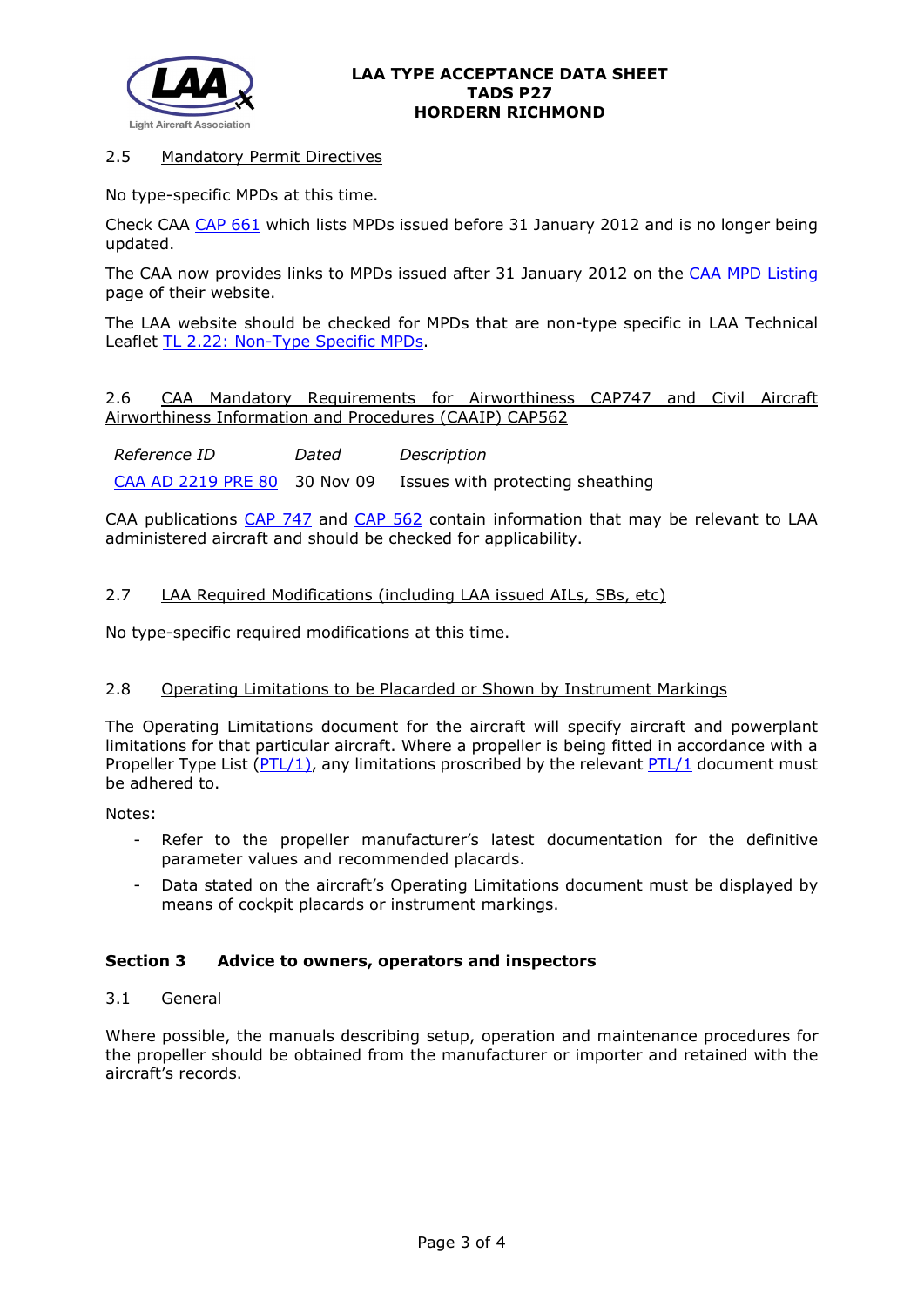### 2.5 Mandatory Permit Directives

No type-specific MPDs at this time.

Check CAA CAP 661 which lists MPDs issued before 31 January 2012 and is no longer being updated.

The CAA now provides links to MPDs issued after 31 January 2012 on the CAA MPD Listing page of their website.

The LAA website should be checked for MPDs that are non-type specific in LAA Technical Leaflet TL 2.22: Non-Type Specific MPDs.

### 2.6 CAA Mandatory Requirements for Airworthiness CAP747 and Civil Aircraft Airworthiness Information and Procedures (CAAIP) CAP562

| *Reference ID* | *Dated* | *Description* |
|---|---|---|
| CAA AD 2219 PRE 80 | 30 Nov 09 | Issues with protecting sheathing |

CAA publications CAP 747 and CAP 562 contain information that may be relevant to LAA administered aircraft and should be checked for applicability.

### 2.7 LAA Required Modifications (including LAA issued AILs, SBs, etc)

No type-specific required modifications at this time.

### 2.8 Operating Limitations to be Placarded or Shown by Instrument Markings

The Operating Limitations document for the aircraft will specify aircraft and powerplant limitations for that particular aircraft. Where a propeller is being fitted in accordance with a Propeller Type List (PTL/1), any limitations proscribed by the relevant PTL/1 document must be adhered to.

Notes:

- Refer to the propeller manufacturer's latest documentation for the definitive parameter values and recommended placards.
- Data stated on the aircraft's Operating Limitations document must be displayed by means of cockpit placards or instrument markings.

## Section 3 Advice to owners, operators and inspectors

### 3.1 General

Where possible, the manuals describing setup, operation and maintenance procedures for the propeller should be obtained from the manufacturer or importer and retained with the aircraft's records.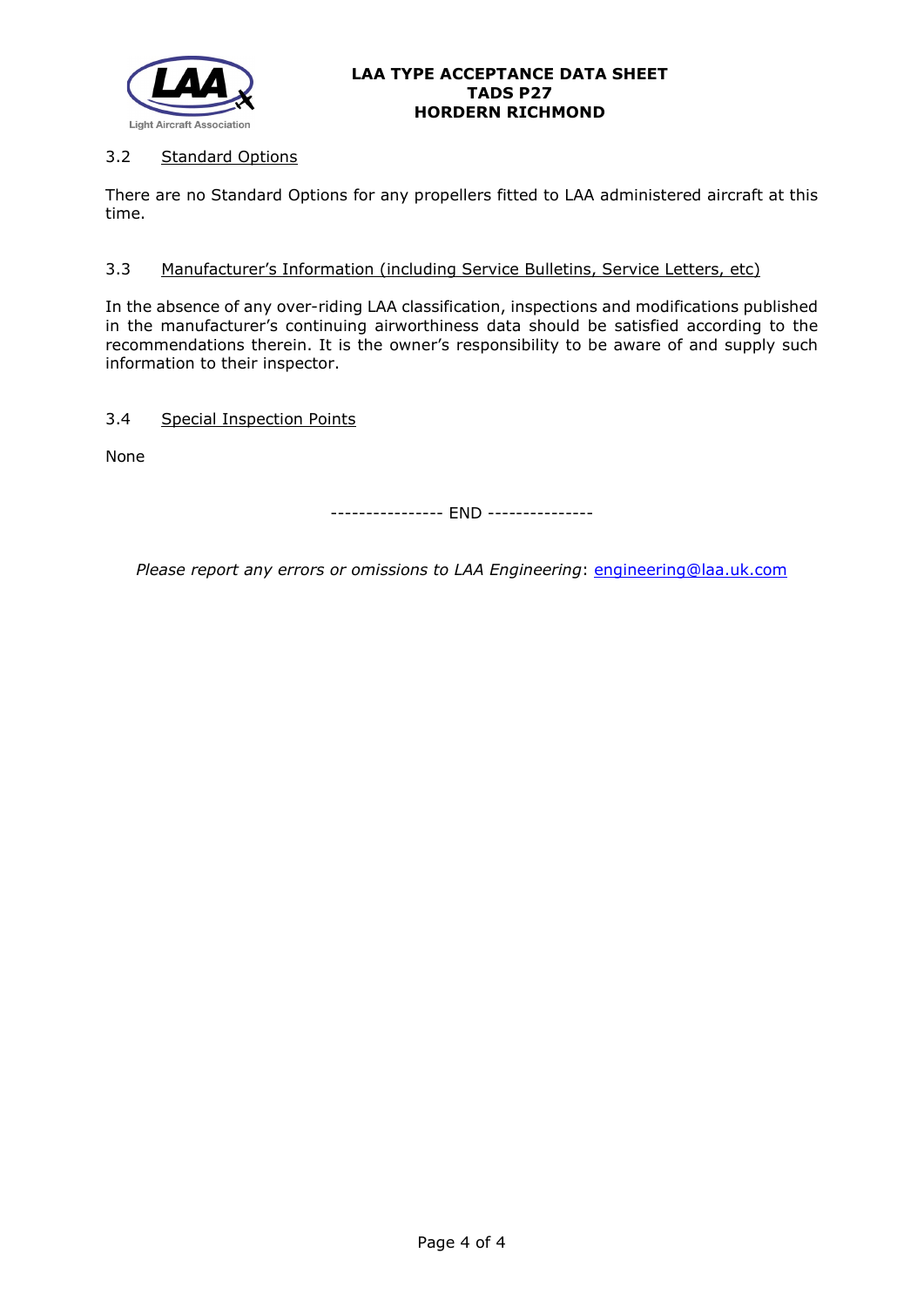### 3.2 Standard Options

There are no Standard Options for any propellers fitted to LAA administered aircraft at this time.

### 3.3 Manufacturer's Information (including Service Bulletins, Service Letters, etc)

In the absence of any over-riding LAA classification, inspections and modifications published in the manufacturer's continuing airworthiness data should be satisfied according to the recommendations therein. It is the owner's responsibility to be aware of and supply such information to their inspector.

### 3.4 Special Inspection Points

None

---------------- END ---------------

*Please report any errors or omissions to LAA Engineering*: engineering@laa.uk.com